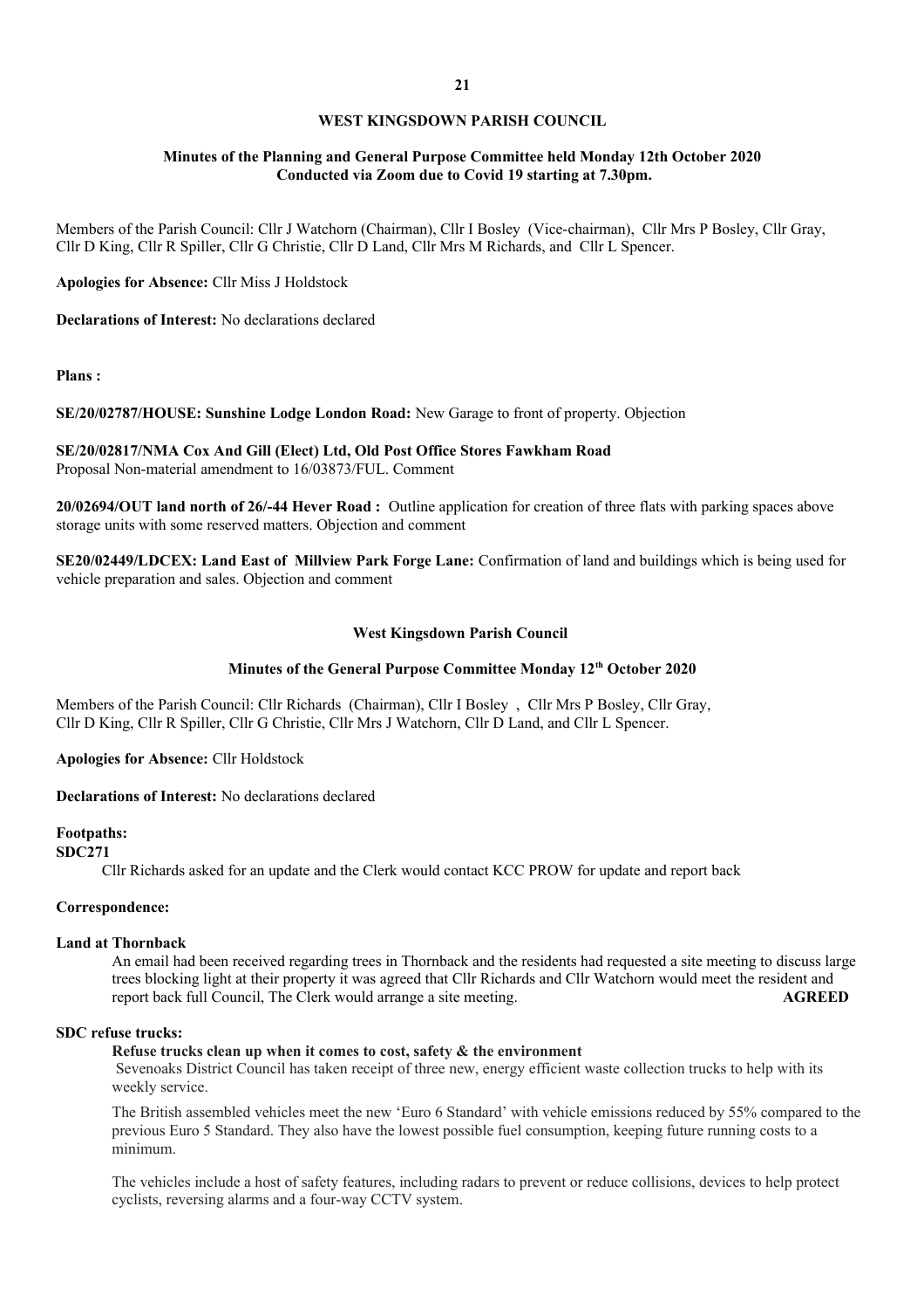## WEST KINGSDOWN PARISH COUNCIL

### Minutes of the Planning and General Purpose Committee held Monday 12th October 2020 Conducted via Zoom due to Covid 19 starting at 7.30pm.

Members of the Parish Council: Cllr J Watchorn (Chairman), Cllr I Bosley (Vice-chairman), Cllr Mrs P Bosley, Cllr Gray, Cllr D King, Cllr R Spiller, Cllr G Christie, Cllr D Land, Cllr Mrs M Richards, and Cllr L Spencer.

**Apologies for Absence:** Cllr Miss J Holdstock

**Declarations of Interest:** No declarations declared

**Plans :**

**SE/20/02787/HOUSE: Sunshine Lodge London Road:** New Garage to front of property. Objection

**SE/20/02817/NMA Cox And Gill (Elect) Ltd, Old Post Office Stores Fawkham Road**
Proposal Non-material amendment to 16/03873/FUL. Comment

**20/02694/OUT land north of 26/-44 Hever Road :** Outline application for creation of three flats with parking spaces above storage units with some reserved matters. Objection and comment

**SE20/02449/LDCEX: Land East of Millview Park Forge Lane:** Confirmation of land and buildings which is being used for vehicle preparation and sales. Objection and comment

## West Kingsdown Parish Council

### Minutes of the General Purpose Committee Monday 12th October 2020

Members of the Parish Council: Cllr Richards (Chairman), Cllr I Bosley , Cllr Mrs P Bosley, Cllr Gray, Cllr D King, Cllr R Spiller, Cllr G Christie, Cllr Mrs J Watchorn, Cllr D Land, and Cllr L Spencer.

**Apologies for Absence:** Cllr Holdstock

**Declarations of Interest:** No declarations declared

**Footpaths:**

**SDC271**

Cllr Richards asked for an update and the Clerk would contact KCC PROW for update and report back

**Correspondence:**

**Land at Thornback**

An email had been received regarding trees in Thornback and the residents had requested a site meeting to discuss large trees blocking light at their property it was agreed that Cllr Richards and Cllr Watchorn would meet the resident and report back full Council, The Clerk would arrange a site meeting. **AGREED**

**SDC refuse trucks:**

**Refuse trucks clean up when it comes to cost, safety & the environment**

Sevenoaks District Council has taken receipt of three new, energy efficient waste collection trucks to help with its weekly service.

The British assembled vehicles meet the new 'Euro 6 Standard' with vehicle emissions reduced by 55% compared to the previous Euro 5 Standard. They also have the lowest possible fuel consumption, keeping future running costs to a minimum.

The vehicles include a host of safety features, including radars to prevent or reduce collisions, devices to help protect cyclists, reversing alarms and a four-way CCTV system.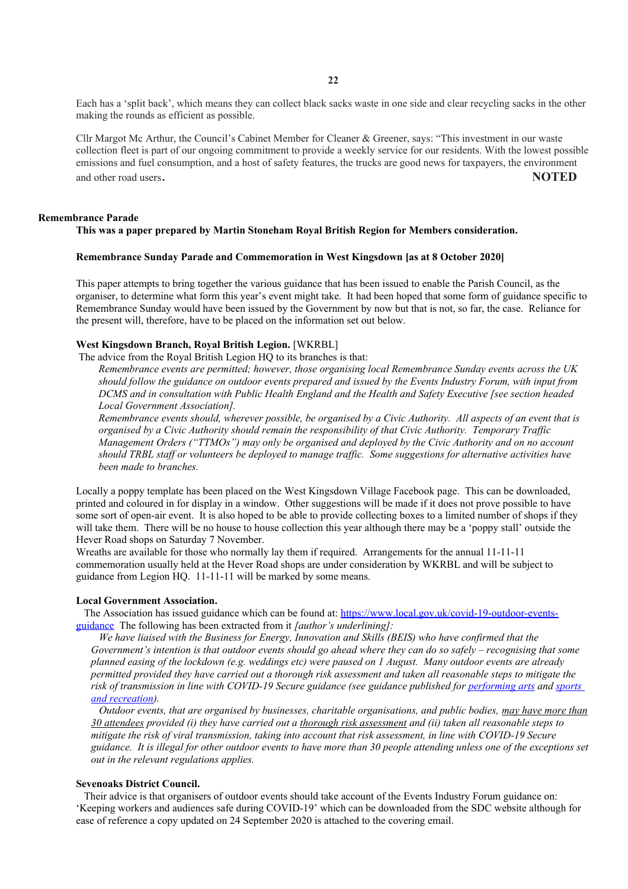Each has a 'split back', which means they can collect black sacks waste in one side and clear recycling sacks in the other making the rounds as efficient as possible.

Cllr Margot Mc Arthur, the Council's Cabinet Member for Cleaner & Greener, says: "This investment in our waste collection fleet is part of our ongoing commitment to provide a weekly service for our residents. With the lowest possible emissions and fuel consumption, and a host of safety features, the trucks are good news for taxpayers, the environment and other road users.

**NOTED**

**Remembrance Parade**

**This was a paper prepared by Martin Stoneham Royal British Region for Members consideration.**

**Remembrance Sunday Parade and Commemoration in West Kingsdown [as at 8 October 2020]**

This paper attempts to bring together the various guidance that has been issued to enable the Parish Council, as the organiser, to determine what form this year's event might take. It had been hoped that some form of guidance specific to Remembrance Sunday would have been issued by the Government by now but that is not, so far, the case. Reliance for the present will, therefore, have to be placed on the information set out below.

**West Kingsdown Branch, Royal British Legion.** [WKRBL]

The advice from the Royal British Legion HQ to its branches is that:

*Remembrance events are permitted; however, those organising local Remembrance Sunday events across the UK should follow the guidance on outdoor events prepared and issued by the Events Industry Forum, with input from DCMS and in consultation with Public Health England and the Health and Safety Executive [see section headed Local Government Association].*

*Remembrance events should, wherever possible, be organised by a Civic Authority. All aspects of an event that is organised by a Civic Authority should remain the responsibility of that Civic Authority. Temporary Traffic Management Orders ("TTMOs") may only be organised and deployed by the Civic Authority and on no account should TRBL staff or volunteers be deployed to manage traffic. Some suggestions for alternative activities have been made to branches.*

Locally a poppy template has been placed on the West Kingsdown Village Facebook page. This can be downloaded, printed and coloured in for display in a window. Other suggestions will be made if it does not prove possible to have some sort of open-air event. It is also hoped to be able to provide collecting boxes to a limited number of shops if they will take them. There will be no house to house collection this year although there may be a 'poppy stall' outside the Hever Road shops on Saturday 7 November.

Wreaths are available for those who normally lay them if required. Arrangements for the annual 11-11-11 commemoration usually held at the Hever Road shops are under consideration by WKRBL and will be subject to guidance from Legion HQ. 11-11-11 will be marked by some means.

**Local Government Association.**

The Association has issued guidance which can be found at: https://www.local.gov.uk/covid-19-outdoor-events-guidance The following has been extracted from it *[author's underlining]:*

*We have liaised with the Business for Energy, Innovation and Skills (BEIS) who have confirmed that the Government's intention is that outdoor events should go ahead where they can do so safely – recognising that some planned easing of the lockdown (e.g. weddings etc) were paused on 1 August. Many outdoor events are already permitted provided they have carried out a thorough risk assessment and taken all reasonable steps to mitigate the risk of transmission in line with COVID-19 Secure guidance (see guidance published for performing arts and sports and recreation).*

*Outdoor events, that are organised by businesses, charitable organisations, and public bodies, <u>may have more than 30 attendees</u> provided (i) they have carried out a <u>thorough risk assessment</u> and (ii) taken all reasonable steps to mitigate the risk of viral transmission, taking into account that risk assessment, in line with COVID-19 Secure guidance. It is illegal for other outdoor events to have more than 30 people attending unless one of the exceptions set out in the relevant regulations applies.*

**Sevenoaks District Council.**

Their advice is that organisers of outdoor events should take account of the Events Industry Forum guidance on: 'Keeping workers and audiences safe during COVID-19' which can be downloaded from the SDC website although for ease of reference a copy updated on 24 September 2020 is attached to the covering email.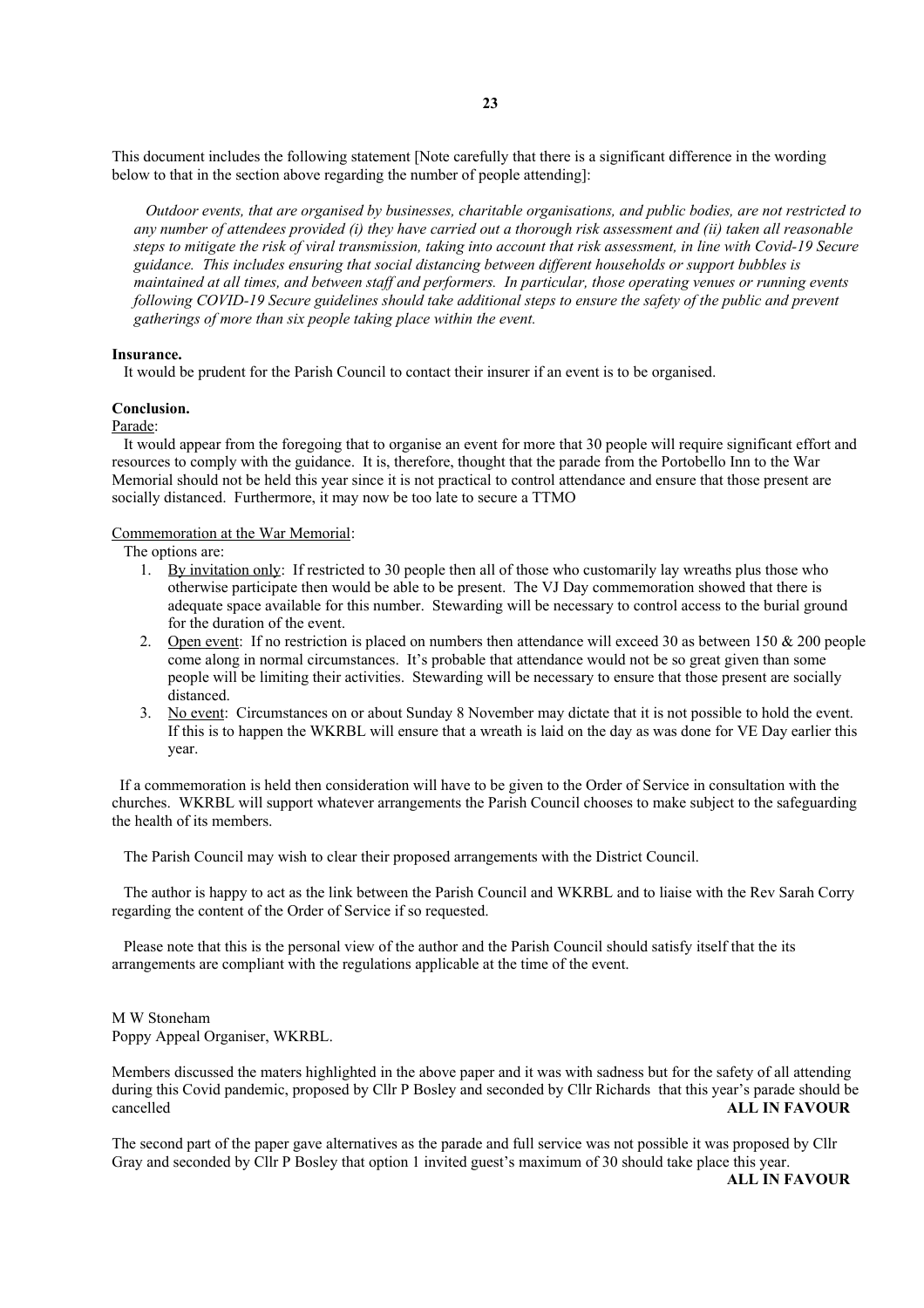This document includes the following statement [Note carefully that there is a significant difference in the wording below to that in the section above regarding the number of people attending]:

> *Outdoor events, that are organised by businesses, charitable organisations, and public bodies, are not restricted to any number of attendees provided (i) they have carried out a thorough risk assessment and (ii) taken all reasonable steps to mitigate the risk of viral transmission, taking into account that risk assessment, in line with Covid-19 Secure guidance. This includes ensuring that social distancing between different households or support bubbles is maintained at all times, and between staff and performers. In particular, those operating venues or running events following COVID-19 Secure guidelines should take additional steps to ensure the safety of the public and prevent gatherings of more than six people taking place within the event.*

**Insurance.**

It would be prudent for the Parish Council to contact their insurer if an event is to be organised.

**Conclusion.**

Parade:

It would appear from the foregoing that to organise an event for more that 30 people will require significant effort and resources to comply with the guidance. It is, therefore, thought that the parade from the Portobello Inn to the War Memorial should not be held this year since it is not practical to control attendance and ensure that those present are socially distanced. Furthermore, it may now be too late to secure a TTMO

Commemoration at the War Memorial:

The options are:

1. By invitation only: If restricted to 30 people then all of those who customarily lay wreaths plus those who otherwise participate then would be able to be present. The VJ Day commemoration showed that there is adequate space available for this number. Stewarding will be necessary to control access to the burial ground for the duration of the event.
2. Open event: If no restriction is placed on numbers then attendance will exceed 30 as between 150 & 200 people come along in normal circumstances. It's probable that attendance would not be so great given than some people will be limiting their activities. Stewarding will be necessary to ensure that those present are socially distanced.
3. No event: Circumstances on or about Sunday 8 November may dictate that it is not possible to hold the event. If this is to happen the WKRBL will ensure that a wreath is laid on the day as was done for VE Day earlier this year.

If a commemoration is held then consideration will have to be given to the Order of Service in consultation with the churches. WKRBL will support whatever arrangements the Parish Council chooses to make subject to the safeguarding the health of its members.

The Parish Council may wish to clear their proposed arrangements with the District Council.

The author is happy to act as the link between the Parish Council and WKRBL and to liaise with the Rev Sarah Corry regarding the content of the Order of Service if so requested.

Please note that this is the personal view of the author and the Parish Council should satisfy itself that the its arrangements are compliant with the regulations applicable at the time of the event.

M W Stoneham
Poppy Appeal Organiser, WKRBL.

Members discussed the maters highlighted in the above paper and it was with sadness but for the safety of all attending during this Covid pandemic, proposed by Cllr P Bosley and seconded by Cllr Richards that this year's parade should be cancelled **ALL IN FAVOUR**

The second part of the paper gave alternatives as the parade and full service was not possible it was proposed by Cllr Gray and seconded by Cllr P Bosley that option 1 invited guest's maximum of 30 should take place this year.

**ALL IN FAVOUR**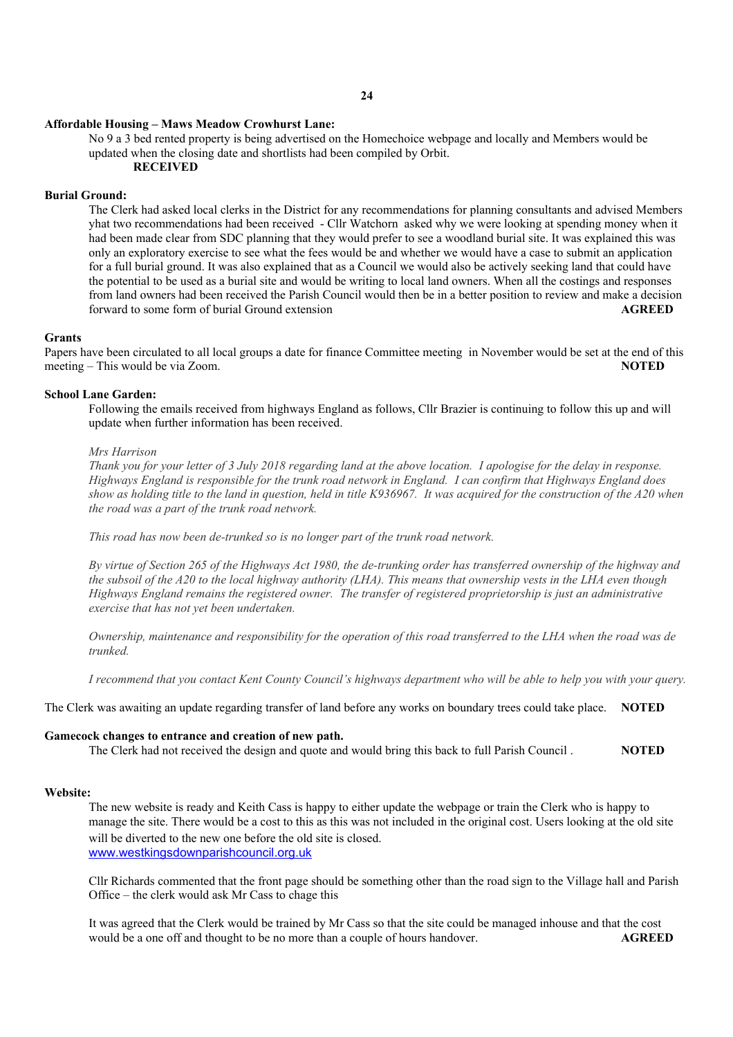**Affordable Housing – Maws Meadow Crowhurst Lane:**

No 9 a 3 bed rented property is being advertised on the Homechoice webpage and locally and Members would be updated when the closing date and shortlists had been compiled by Orbit.

**RECEIVED**

**Burial Ground:**

The Clerk had asked local clerks in the District for any recommendations for planning consultants and advised Members yhat two recommendations had been received - Cllr Watchorn asked why we were looking at spending money when it had been made clear from SDC planning that they would prefer to see a woodland burial site. It was explained this was only an exploratory exercise to see what the fees would be and whether we would have a case to submit an application for a full burial ground. It was also explained that as a Council we would also be actively seeking land that could have the potential to be used as a burial site and would be writing to local land owners. When all the costings and responses from land owners had been received the Parish Council would then be in a better position to review and make a decision forward to some form of burial Ground extension **AGREED**

**Grants**

Papers have been circulated to all local groups a date for finance Committee meeting in November would be set at the end of this meeting – This would be via Zoom. **NOTED**

**School Lane Garden:**

Following the emails received from highways England as follows, Cllr Brazier is continuing to follow this up and will update when further information has been received.

*Mrs Harrison*

*Thank you for your letter of 3 July 2018 regarding land at the above location. I apologise for the delay in response. Highways England is responsible for the trunk road network in England. I can confirm that Highways England does show as holding title to the land in question, held in title K936967. It was acquired for the construction of the A20 when the road was a part of the trunk road network.*

*This road has now been de-trunked so is no longer part of the trunk road network.*

*By virtue of Section 265 of the Highways Act 1980, the de-trunking order has transferred ownership of the highway and the subsoil of the A20 to the local highway authority (LHA). This means that ownership vests in the LHA even though Highways England remains the registered owner. The transfer of registered proprietorship is just an administrative exercise that has not yet been undertaken.*

*Ownership, maintenance and responsibility for the operation of this road transferred to the LHA when the road was de trunked.*

*I recommend that you contact Kent County Council's highways department who will be able to help you with your query.*

The Clerk was awaiting an update regarding transfer of land before any works on boundary trees could take place. **NOTED**

**Gamecock changes to entrance and creation of new path.**

The Clerk had not received the design and quote and would bring this back to full Parish Council . **NOTED**

**Website:**

The new website is ready and Keith Cass is happy to either update the webpage or train the Clerk who is happy to manage the site. There would be a cost to this as this was not included in the original cost. Users looking at the old site will be diverted to the new one before the old site is closed.
www.westkingsdownparishcouncil.org.uk

Cllr Richards commented that the front page should be something other than the road sign to the Village hall and Parish Office – the clerk would ask Mr Cass to chage this

It was agreed that the Clerk would be trained by Mr Cass so that the site could be managed inhouse and that the cost would be a one off and thought to be no more than a couple of hours handover. **AGREED**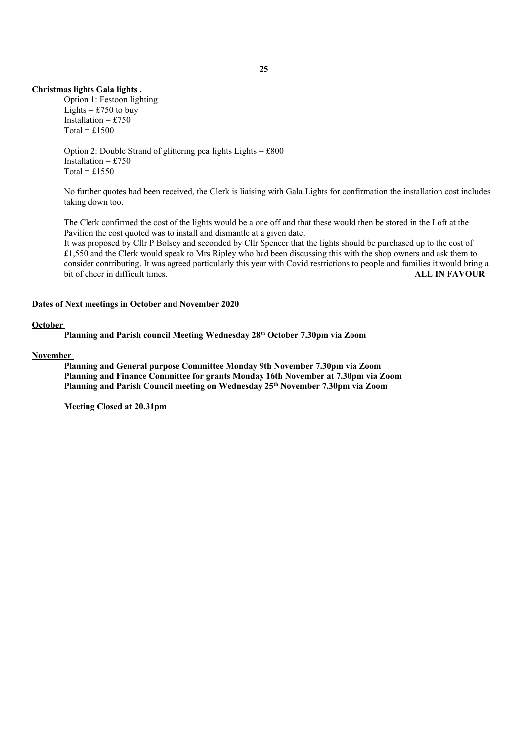**Christmas lights Gala lights .**

Option 1: Festoon lighting
Lights = £750 to buy
Installation = £750
Total = £1500

Option 2: Double Strand of glittering pea lights Lights = £800
Installation = £750
Total = £1550

No further quotes had been received, the Clerk is liaising with Gala Lights for confirmation the installation cost includes taking down too.

The Clerk confirmed the cost of the lights would be a one off and that these would then be stored in the Loft at the Pavilion the cost quoted was to install and dismantle at a given date.
It was proposed by Cllr P Bolsey and seconded by Cllr Spencer that the lights should be purchased up to the cost of £1,550 and the Clerk would speak to Mrs Ripley who had been discussing this with the shop owners and ask them to consider contributing. It was agreed particularly this year with Covid restrictions to people and families it would bring a bit of cheer in difficult times. **ALL IN FAVOUR**

**Dates of Next meetings in October and November 2020**

**October**

**Planning and Parish council Meeting Wednesday 28th October 7.30pm via Zoom**

**November**

**Planning and General purpose Committee Monday 9th November 7.30pm via Zoom**
**Planning and Finance Committee for grants Monday 16th November at 7.30pm via Zoom**
**Planning and Parish Council meeting on Wednesday 25th November 7.30pm via Zoom**

**Meeting Closed at 20.31pm**